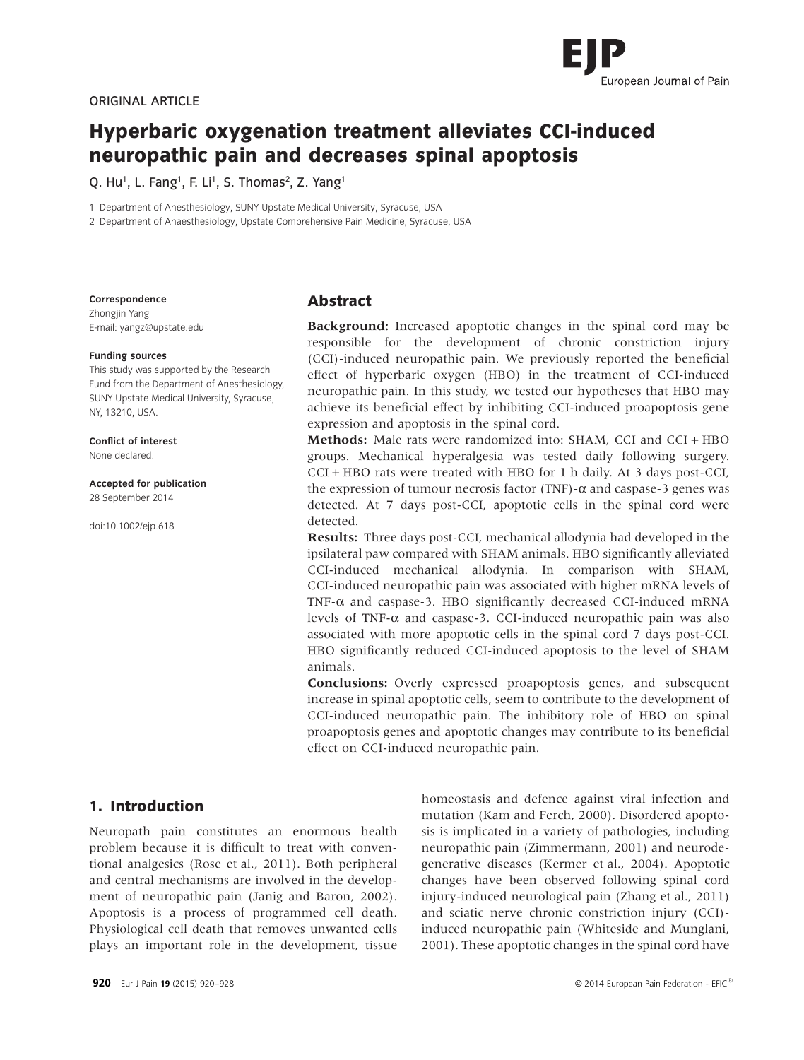ORIGINAL ARTICLE

# Hyperbaric oxygenation treatment alleviates CCI-induced neuropathic pain and decreases spinal apoptosis

Q. Hu[1], L. Fang[1], F. Li[1], S. Thomas[2], Z. Yang[1]

1 Department of Anesthesiology, SUNY Upstate Medical University, Syracuse, USA

2 Department of Anaesthesiology, Upstate Comprehensive Pain Medicine, Syracuse, USA

**Correspondence**
Zhongjin Yang
E-mail: yangz@upstate.edu

**Funding sources**
This study was supported by the Research Fund from the Department of Anesthesiology, SUNY Upstate Medical University, Syracuse, NY, 13210, USA.

**Conflict of interest**
None declared.

**Accepted for publication**
28 September 2014

doi:10.1002/ejp.618

## Abstract

**Background:** Increased apoptotic changes in the spinal cord may be responsible for the development of chronic constriction injury (CCI)-induced neuropathic pain. We previously reported the beneficial effect of hyperbaric oxygen (HBO) in the treatment of CCI-induced neuropathic pain. In this study, we tested our hypotheses that HBO may achieve its beneficial effect by inhibiting CCI-induced proapoptosis gene expression and apoptosis in the spinal cord.

**Methods:** Male rats were randomized into: SHAM, CCI and CCI + HBO groups. Mechanical hyperalgesia was tested daily following surgery. CCI + HBO rats were treated with HBO for 1 h daily. At 3 days post-CCI, the expression of tumour necrosis factor (TNF)-$\alpha$ and caspase-3 genes was detected. At 7 days post-CCI, apoptotic cells in the spinal cord were detected.

**Results:** Three days post-CCI, mechanical allodynia had developed in the ipsilateral paw compared with SHAM animals. HBO significantly alleviated CCI-induced mechanical allodynia. In comparison with SHAM, CCI-induced neuropathic pain was associated with higher mRNA levels of TNF-$\alpha$ and caspase-3. HBO significantly decreased CCI-induced mRNA levels of TNF-$\alpha$ and caspase-3. CCI-induced neuropathic pain was also associated with more apoptotic cells in the spinal cord 7 days post-CCI. HBO significantly reduced CCI-induced apoptosis to the level of SHAM animals.

**Conclusions:** Overly expressed proapoptosis genes, and subsequent increase in spinal apoptotic cells, seem to contribute to the development of CCI-induced neuropathic pain. The inhibitory role of HBO on spinal proapoptosis genes and apoptotic changes may contribute to its beneficial effect on CCI-induced neuropathic pain.

## 1. Introduction

Neuropath pain constitutes an enormous health problem because it is difficult to treat with conventional analgesics (Rose et al., 2011). Both peripheral and central mechanisms are involved in the development of neuropathic pain (Janig and Baron, 2002). Apoptosis is a process of programmed cell death. Physiological cell death that removes unwanted cells plays an important role in the development, tissue homeostasis and defence against viral infection and mutation (Kam and Ferch, 2000). Disordered apoptosis is implicated in a variety of pathologies, including neuropathic pain (Zimmermann, 2001) and neurodegenerative diseases (Kermer et al., 2004). Apoptotic changes have been observed following spinal cord injury-induced neurological pain (Zhang et al., 2011) and sciatic nerve chronic constriction injury (CCI)-induced neuropathic pain (Whiteside and Munglani, 2001). These apoptotic changes in the spinal cord have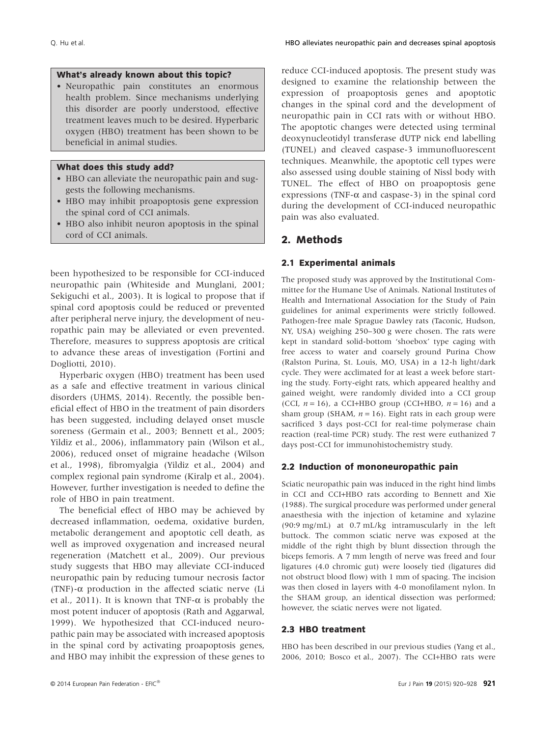**What's already known about this topic?**

- Neuropathic pain constitutes an enormous health problem. Since mechanisms underlying this disorder are poorly understood, effective treatment leaves much to be desired. Hyperbaric oxygen (HBO) treatment has been shown to be beneficial in animal studies.

**What does this study add?**

- HBO can alleviate the neuropathic pain and suggests the following mechanisms.
- HBO may inhibit proapoptosis gene expression the spinal cord of CCI animals.
- HBO also inhibit neuron apoptosis in the spinal cord of CCI animals.

been hypothesized to be responsible for CCI-induced neuropathic pain (Whiteside and Munglani, 2001; Sekiguchi et al., 2003). It is logical to propose that if spinal cord apoptosis could be reduced or prevented after peripheral nerve injury, the development of neuropathic pain may be alleviated or even prevented. Therefore, measures to suppress apoptosis are critical to advance these areas of investigation (Fortini and Dogliotti, 2010).

Hyperbaric oxygen (HBO) treatment has been used as a safe and effective treatment in various clinical disorders (UHMS, 2014). Recently, the possible beneficial effect of HBO in the treatment of pain disorders has been suggested, including delayed onset muscle soreness (Germain et al., 2003; Bennett et al., 2005; Yildiz et al., 2006), inflammatory pain (Wilson et al., 2006), reduced onset of migraine headache (Wilson et al., 1998), fibromyalgia (Yildiz et al., 2004) and complex regional pain syndrome (Kiralp et al., 2004). However, further investigation is needed to define the role of HBO in pain treatment.

The beneficial effect of HBO may be achieved by decreased inflammation, oedema, oxidative burden, metabolic derangement and apoptotic cell death, as well as improved oxygenation and increased neural regeneration (Matchett et al., 2009). Our previous study suggests that HBO may alleviate CCI-induced neuropathic pain by reducing tumour necrosis factor (TNF)-$\alpha$ production in the affected sciatic nerve (Li et al., 2011). It is known that TNF-$\alpha$ is probably the most potent inducer of apoptosis (Rath and Aggarwal, 1999). We hypothesized that CCI-induced neuropathic pain may be associated with increased apoptosis in the spinal cord by activating proapoptosis genes, and HBO may inhibit the expression of these genes to reduce CCI-induced apoptosis. The present study was designed to examine the relationship between the expression of proapoptosis genes and apoptotic changes in the spinal cord and the development of neuropathic pain in CCI rats with or without HBO. The apoptotic changes were detected using terminal deoxynucleotidyl transferase dUTP nick end labelling (TUNEL) and cleaved caspase-3 immunofluorescent techniques. Meanwhile, the apoptotic cell types were also assessed using double staining of Nissl body with TUNEL. The effect of HBO on proapoptosis gene expressions (TNF-$\alpha$ and caspase-3) in the spinal cord during the development of CCI-induced neuropathic pain was also evaluated.

## 2. Methods

### 2.1 Experimental animals

The proposed study was approved by the Institutional Committee for the Humane Use of Animals. National Institutes of Health and International Association for the Study of Pain guidelines for animal experiments were strictly followed. Pathogen-free male Sprague Dawley rats (Taconic, Hudson, NY, USA) weighing 250–300 g were chosen. The rats were kept in standard solid-bottom 'shoebox' type caging with free access to water and coarsely ground Purina Chow (Ralston Purina, St. Louis, MO, USA) in a 12-h light/dark cycle. They were acclimated for at least a week before starting the study. Forty-eight rats, which appeared healthy and gained weight, were randomly divided into a CCI group (CCI, $n = 16$), a CCI+HBO group (CCI+HBO, $n = 16$) and a sham group (SHAM, $n = 16$). Eight rats in each group were sacrificed 3 days post-CCI for real-time polymerase chain reaction (real-time PCR) study. The rest were euthanized 7 days post-CCI for immunohistochemistry study.

### 2.2 Induction of mononeuropathic pain

Sciatic neuropathic pain was induced in the right hind limbs in CCI and CCI+HBO rats according to Bennett and Xie (1988). The surgical procedure was performed under general anaesthesia with the injection of ketamine and xylazine (90:9 mg/mL) at 0.7 mL/kg intramuscularly in the left buttock. The common sciatic nerve was exposed at the middle of the right thigh by blunt dissection through the biceps femoris. A 7 mm length of nerve was freed and four ligatures (4.0 chromic gut) were loosely tied (ligatures did not obstruct blood flow) with 1 mm of spacing. The incision was then closed in layers with 4-0 monofilament nylon. In the SHAM group, an identical dissection was performed; however, the sciatic nerves were not ligated.

### 2.3 HBO treatment

HBO has been described in our previous studies (Yang et al., 2006, 2010; Bosco et al., 2007). The CCI+HBO rats were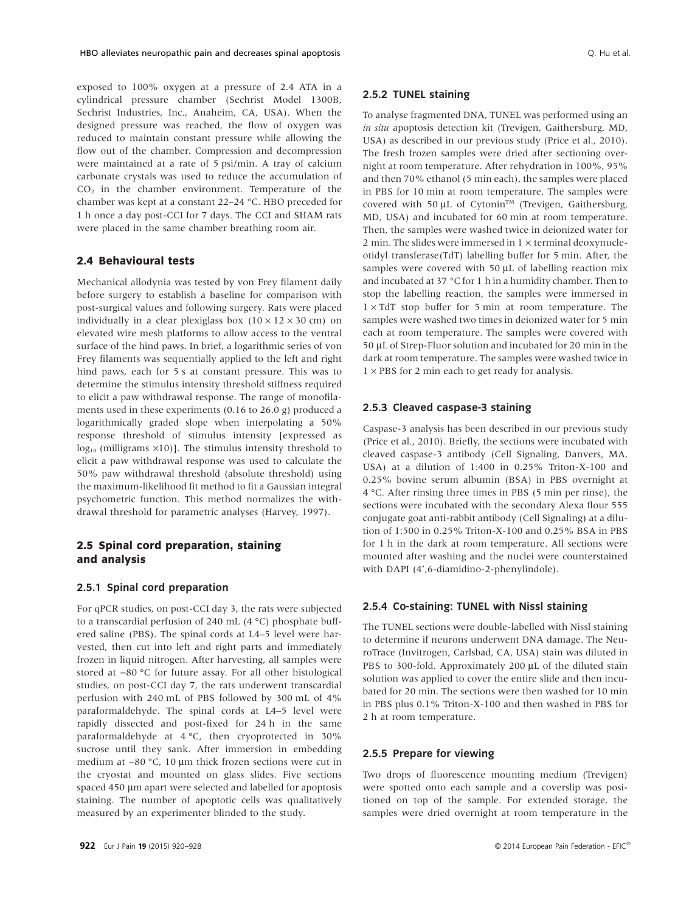exposed to 100% oxygen at a pressure of 2.4 ATA in a cylindrical pressure chamber (Sechrist Model 1300B, Sechrist Industries, Inc., Anaheim, CA, USA). When the designed pressure was reached, the flow of oxygen was reduced to maintain constant pressure while allowing the flow out of the chamber. Compression and decompression were maintained at a rate of 5 psi/min. A tray of calcium carbonate crystals was used to reduce the accumulation of $CO_2$ in the chamber environment. Temperature of the chamber was kept at a constant 22–24 °C. HBO preceded for 1 h once a day post-CCI for 7 days. The CCI and SHAM rats were placed in the same chamber breathing room air.

### 2.4 Behavioural tests

Mechanical allodynia was tested by von Frey filament daily before surgery to establish a baseline for comparison with post-surgical values and following surgery. Rats were placed individually in a clear plexiglass box (10 × 12 × 30 cm) on elevated wire mesh platforms to allow access to the ventral surface of the hind paws. In brief, a logarithmic series of von Frey filaments was sequentially applied to the left and right hind paws, each for 5 s at constant pressure. This was to determine the stimulus intensity threshold stiffness required to elicit a paw withdrawal response. The range of monofilaments used in these experiments (0.16 to 26.0 g) produced a logarithmically graded slope when interpolating a 50% response threshold of stimulus intensity [expressed as $\log_{10}$ (milligrams ×10)]. The stimulus intensity threshold to elicit a paw withdrawal response was used to calculate the 50% paw withdrawal threshold (absolute threshold) using the maximum-likelihood fit method to fit a Gaussian integral psychometric function. This method normalizes the withdrawal threshold for parametric analyses (Harvey, 1997).

### 2.5 Spinal cord preparation, staining and analysis

#### 2.5.1 Spinal cord preparation

For qPCR studies, on post-CCI day 3, the rats were subjected to a transcardial perfusion of 240 mL (4 °C) phosphate buffered saline (PBS). The spinal cords at L4–5 level were harvested, then cut into left and right parts and immediately frozen in liquid nitrogen. After harvesting, all samples were stored at −80 °C for future assay. For all other histological studies, on post-CCI day 7, the rats underwent transcardial perfusion with 240 mL of PBS followed by 300 mL of 4% paraformaldehyde. The spinal cords at L4–5 level were rapidly dissected and post-fixed for 24 h in the same paraformaldehyde at 4 °C, then cryoprotected in 30% sucrose until they sank. After immersion in embedding medium at −80 °C, 10 μm thick frozen sections were cut in the cryostat and mounted on glass slides. Five sections spaced 450 μm apart were selected and labelled for apoptosis staining. The number of apoptotic cells was qualitatively measured by an experimenter blinded to the study.

#### 2.5.2 TUNEL staining

To analyse fragmented DNA, TUNEL was performed using an *in situ* apoptosis detection kit (Trevigen, Gaithersburg, MD, USA) as described in our previous study (Price et al., 2010). The fresh frozen samples were dried after sectioning overnight at room temperature. After rehydration in 100%, 95% and then 70% ethanol (5 min each), the samples were placed in PBS for 10 min at room temperature. The samples were covered with 50 μL of Cytonin™ (Trevigen, Gaithersburg, MD, USA) and incubated for 60 min at room temperature. Then, the samples were washed twice in deionized water for 2 min. The slides were immersed in 1 × terminal deoxynucleotidyl transferase(TdT) labelling buffer for 5 min. After, the samples were covered with 50 μL of labelling reaction mix and incubated at 37 °C for 1 h in a humidity chamber. Then to stop the labelling reaction, the samples were immersed in 1 × TdT stop buffer for 5 min at room temperature. The samples were washed two times in deionized water for 5 min each at room temperature. The samples were covered with 50 μL of Strep-Fluor solution and incubated for 20 min in the dark at room temperature. The samples were washed twice in 1 × PBS for 2 min each to get ready for analysis.

#### 2.5.3 Cleaved caspase-3 staining

Caspase-3 analysis has been described in our previous study (Price et al., 2010). Briefly, the sections were incubated with cleaved caspase-3 antibody (Cell Signaling, Danvers, MA, USA) at a dilution of 1:400 in 0.25% Triton-X-100 and 0.25% bovine serum albumin (BSA) in PBS overnight at 4 °C. After rinsing three times in PBS (5 min per rinse), the sections were incubated with the secondary Alexa flour 555 conjugate goat anti-rabbit antibody (Cell Signaling) at a dilution of 1:500 in 0.25% Triton-X-100 and 0.25% BSA in PBS for 1 h in the dark at room temperature. All sections were mounted after washing and the nuclei were counterstained with DAPI (4',6-diamidino-2-phenylindole).

#### 2.5.4 Co-staining: TUNEL with Nissl staining

The TUNEL sections were double-labelled with Nissl staining to determine if neurons underwent DNA damage. The NeuroTrace (Invitrogen, Carlsbad, CA, USA) stain was diluted in PBS to 300-fold. Approximately 200 μL of the diluted stain solution was applied to cover the entire slide and then incubated for 20 min. The sections were then washed for 10 min in PBS plus 0.1% Triton-X-100 and then washed in PBS for 2 h at room temperature.

#### 2.5.5 Prepare for viewing

Two drops of fluorescence mounting medium (Trevigen) were spotted onto each sample and a coverslip was positioned on top of the sample. For extended storage, the samples were dried overnight at room temperature in the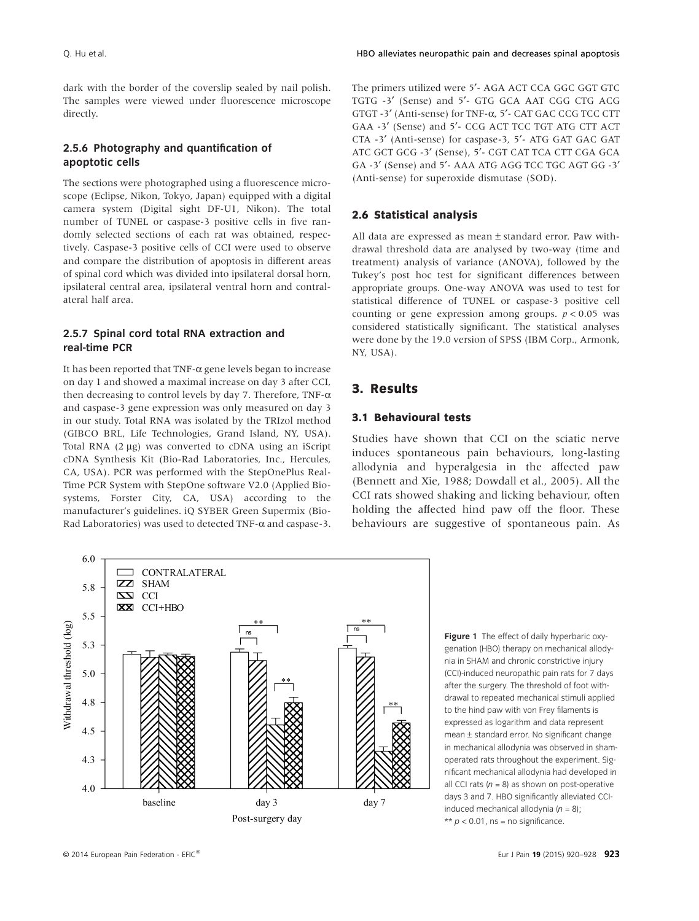dark with the border of the coverslip sealed by nail polish. The samples were viewed under fluorescence microscope directly.

### 2.5.6 Photography and quantification of apoptotic cells

The sections were photographed using a fluorescence microscope (Eclipse, Nikon, Tokyo, Japan) equipped with a digital camera system (Digital sight DF-U1, Nikon). The total number of TUNEL or caspase-3 positive cells in five randomly selected sections of each rat was obtained, respectively. Caspase-3 positive cells of CCI were used to observe and compare the distribution of apoptosis in different areas of spinal cord which was divided into ipsilateral dorsal horn, ipsilateral central area, ipsilateral ventral horn and contralateral half area.

### 2.5.7 Spinal cord total RNA extraction and real-time PCR

It has been reported that TNF-α gene levels began to increase on day 1 and showed a maximal increase on day 3 after CCI, then decreasing to control levels by day 7. Therefore, TNF-α and caspase-3 gene expression was only measured on day 3 in our study. Total RNA was isolated by the TRIzol method (GIBCO BRL, Life Technologies, Grand Island, NY, USA). Total RNA (2 μg) was converted to cDNA using an iScript cDNA Synthesis Kit (Bio-Rad Laboratories, Inc., Hercules, CA, USA). PCR was performed with the StepOnePlus Real-Time PCR System with StepOne software V2.0 (Applied Biosystems, Forster City, CA, USA) according to the manufacturer's guidelines. iQ SYBER Green Supermix (Bio-Rad Laboratories) was used to detected TNF-α and caspase-3. The primers utilized were 5′- AGA ACT CCA GGC GGT GTC TGTG -3′ (Sense) and 5′- GTG GCA AAT CGG CTG ACG GTGT -3′ (Anti-sense) for TNF-α, 5′- CAT GAC CCG TCC CTT GAA -3′ (Sense) and 5′- CCG ACT TCC TGT ATG CTT ACT CTA -3′ (Anti-sense) for caspase-3, 5′- ATG GAT GAC GAT ATC GCT GCG -3′ (Sense), 5′- CGT CAT TCA CTT CGA GCA GA -3′ (Sense) and 5′- AAA ATG AGG TCC TGC AGT GG -3′ (Anti-sense) for superoxide dismutase (SOD).

## 2.6 Statistical analysis

All data are expressed as mean ± standard error. Paw withdrawal threshold data are analysed by two-way (time and treatment) analysis of variance (ANOVA), followed by the Tukey's post hoc test for significant differences between appropriate groups. One-way ANOVA was used to test for statistical difference of TUNEL or caspase-3 positive cell counting or gene expression among groups. $p < 0.05$ was considered statistically significant. The statistical analyses were done by the 19.0 version of SPSS (IBM Corp., Armonk, NY, USA).

# 3. Results

## 3.1 Behavioural tests

Studies have shown that CCI on the sciatic nerve induces spontaneous pain behaviours, long-lasting allodynia and hyperalgesia in the affected paw (Bennett and Xie, 1988; Dowdall et al., 2005). All the CCI rats showed shaking and licking behaviour, often holding the affected hind paw off the floor. These behaviours are suggestive of spontaneous pain. As

**Figure 1** The effect of daily hyperbaric oxygenation (HBO) therapy on mechanical allodynia in SHAM and chronic constrictive injury (CCI)-induced neuropathic pain rats for 7 days after the surgery. The threshold of foot withdrawal to repeated mechanical stimuli applied to the hind paw with von Frey filaments is expressed as logarithm and data represent mean ± standard error. No significant change in mechanical allodynia was observed in sham-operated rats throughout the experiment. Significant mechanical allodynia had developed in all CCI rats ($n = 8$) as shown on post-operative days 3 and 7. HBO significantly alleviated CCI-induced mechanical allodynia ($n = 8$); ** $p < 0.01$, ns = no significance.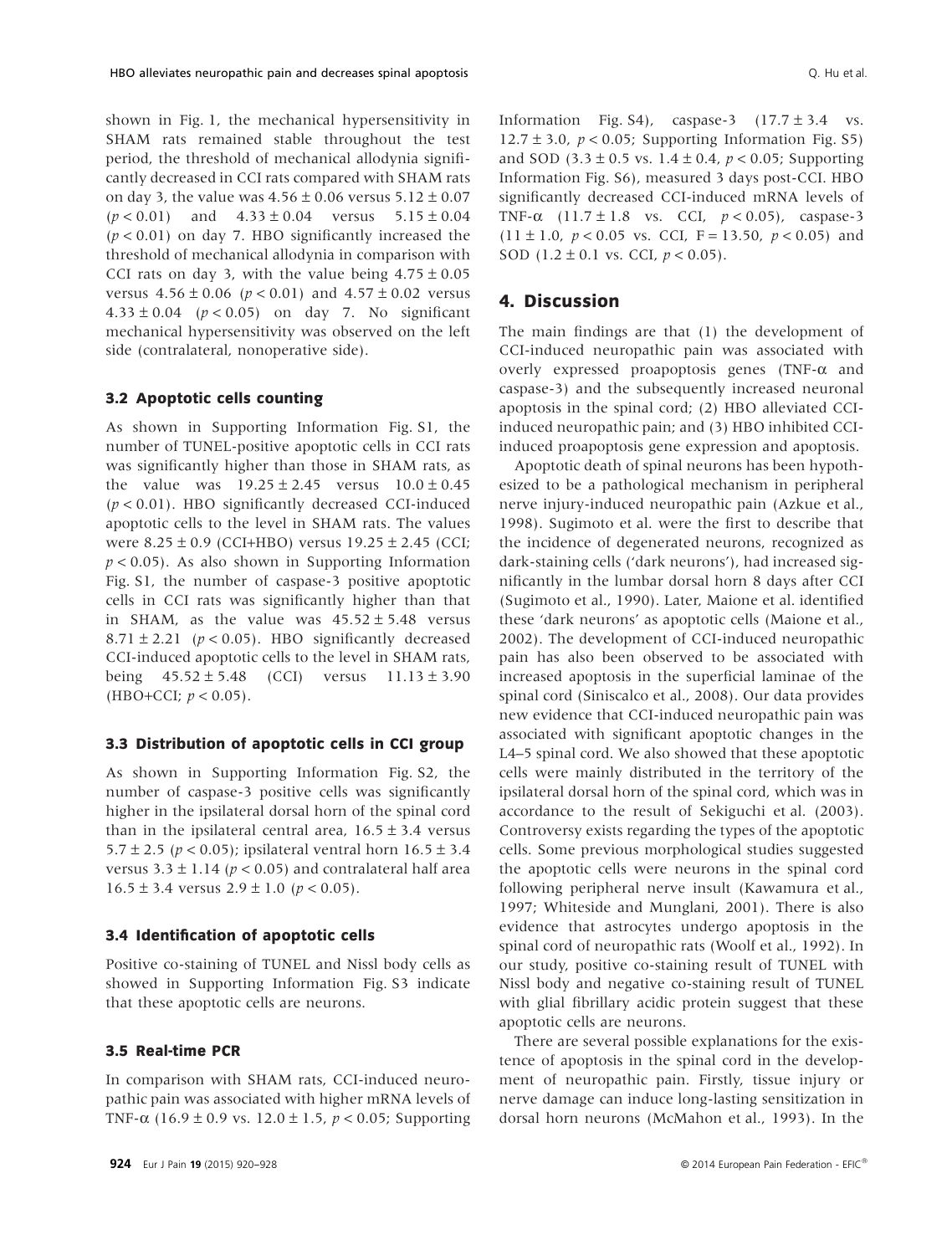shown in Fig. 1, the mechanical hypersensitivity in SHAM rats remained stable throughout the test period, the threshold of mechanical allodynia significantly decreased in CCI rats compared with SHAM rats on day 3, the value was $4.56 \pm 0.06$ versus $5.12 \pm 0.07$ ($p < 0.01$) and $4.33 \pm 0.04$ versus $5.15 \pm 0.04$ ($p < 0.01$) on day 7. HBO significantly increased the threshold of mechanical allodynia in comparison with CCI rats on day 3, with the value being $4.75 \pm 0.05$ versus $4.56 \pm 0.06$ ($p < 0.01$) and $4.57 \pm 0.02$ versus $4.33 \pm 0.04$ ($p < 0.05$) on day 7. No significant mechanical hypersensitivity was observed on the left side (contralateral, nonoperative side).

### 3.2 Apoptotic cells counting

As shown in Supporting Information Fig. S1, the number of TUNEL-positive apoptotic cells in CCI rats was significantly higher than those in SHAM rats, as the value was $19.25 \pm 2.45$ versus $10.0 \pm 0.45$ ($p < 0.01$). HBO significantly decreased CCI-induced apoptotic cells to the level in SHAM rats. The values were $8.25 \pm 0.9$ (CCI+HBO) versus $19.25 \pm 2.45$ (CCI; $p < 0.05$). As also shown in Supporting Information Fig. S1, the number of caspase-3 positive apoptotic cells in CCI rats was significantly higher than that in SHAM, as the value was $45.52 \pm 5.48$ versus $8.71 \pm 2.21$ ($p < 0.05$). HBO significantly decreased CCI-induced apoptotic cells to the level in SHAM rats, being $45.52 \pm 5.48$ (CCI) versus $11.13 \pm 3.90$ (HBO+CCI; $p < 0.05$).

### 3.3 Distribution of apoptotic cells in CCI group

As shown in Supporting Information Fig. S2, the number of caspase-3 positive cells was significantly higher in the ipsilateral dorsal horn of the spinal cord than in the ipsilateral central area, $16.5 \pm 3.4$ versus $5.7 \pm 2.5$ ($p < 0.05$); ipsilateral ventral horn $16.5 \pm 3.4$ versus $3.3 \pm 1.14$ ($p < 0.05$) and contralateral half area $16.5 \pm 3.4$ versus $2.9 \pm 1.0$ ($p < 0.05$).

### 3.4 Identification of apoptotic cells

Positive co-staining of TUNEL and Nissl body cells as showed in Supporting Information Fig. S3 indicate that these apoptotic cells are neurons.

### 3.5 Real-time PCR

In comparison with SHAM rats, CCI-induced neuropathic pain was associated with higher mRNA levels of TNF-$\alpha$ ($16.9 \pm 0.9$ vs. $12.0 \pm 1.5$, $p < 0.05$; Supporting Information Fig. S4), caspase-3 ($17.7 \pm 3.4$ vs. $12.7 \pm 3.0$, $p < 0.05$; Supporting Information Fig. S5) and SOD ($3.3 \pm 0.5$ vs. $1.4 \pm 0.4$, $p < 0.05$; Supporting Information Fig. S6), measured 3 days post-CCI. HBO significantly decreased CCI-induced mRNA levels of TNF-$\alpha$ ($11.7 \pm 1.8$ vs. CCI, $p < 0.05$), caspase-3 ($11 \pm 1.0$, $p < 0.05$ vs. CCI, $F = 13.50$, $p < 0.05$) and SOD ($1.2 \pm 0.1$ vs. CCI, $p < 0.05$).

## 4. Discussion

The main findings are that (1) the development of CCI-induced neuropathic pain was associated with overly expressed proapoptosis genes (TNF-$\alpha$ and caspase-3) and the subsequently increased neuronal apoptosis in the spinal cord; (2) HBO alleviated CCI-induced neuropathic pain; and (3) HBO inhibited CCI-induced proapoptosis gene expression and apoptosis.

Apoptotic death of spinal neurons has been hypothesized to be a pathological mechanism in peripheral nerve injury-induced neuropathic pain (Azkue et al., 1998). Sugimoto et al. were the first to describe that the incidence of degenerated neurons, recognized as dark-staining cells ('dark neurons'), had increased significantly in the lumbar dorsal horn 8 days after CCI (Sugimoto et al., 1990). Later, Maione et al. identified these 'dark neurons' as apoptotic cells (Maione et al., 2002). The development of CCI-induced neuropathic pain has also been observed to be associated with increased apoptosis in the superficial laminae of the spinal cord (Siniscalco et al., 2008). Our data provides new evidence that CCI-induced neuropathic pain was associated with significant apoptotic changes in the L4–5 spinal cord. We also showed that these apoptotic cells were mainly distributed in the territory of the ipsilateral dorsal horn of the spinal cord, which was in accordance to the result of Sekiguchi et al. (2003). Controversy exists regarding the types of the apoptotic cells. Some previous morphological studies suggested the apoptotic cells were neurons in the spinal cord following peripheral nerve insult (Kawamura et al., 1997; Whiteside and Munglani, 2001). There is also evidence that astrocytes undergo apoptosis in the spinal cord of neuropathic rats (Woolf et al., 1992). In our study, positive co-staining result of TUNEL with Nissl body and negative co-staining result of TUNEL with glial fibrillary acidic protein suggest that these apoptotic cells are neurons.

There are several possible explanations for the existence of apoptosis in the spinal cord in the development of neuropathic pain. Firstly, tissue injury or nerve damage can induce long-lasting sensitization in dorsal horn neurons (McMahon et al., 1993). In the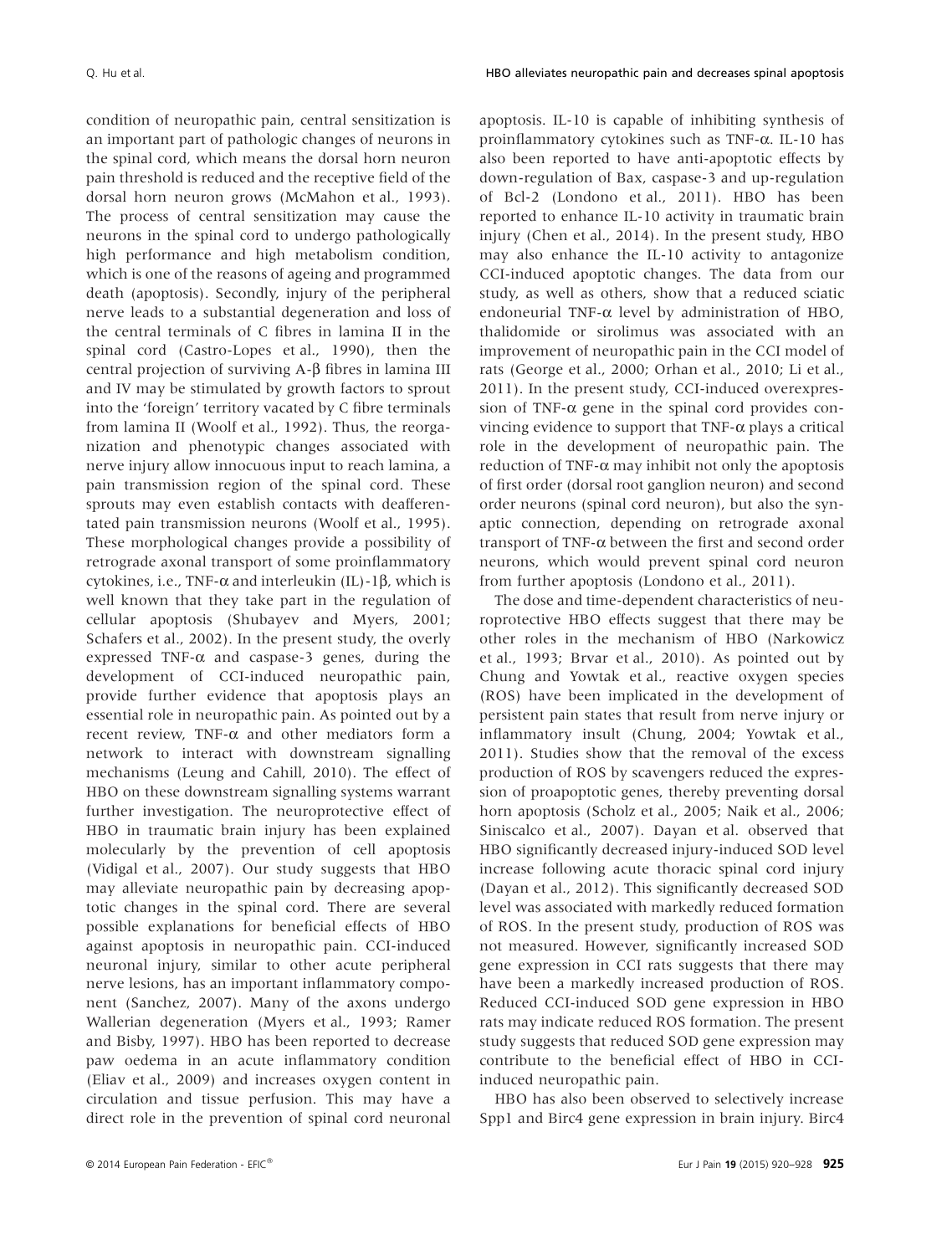condition of neuropathic pain, central sensitization is an important part of pathologic changes of neurons in the spinal cord, which means the dorsal horn neuron pain threshold is reduced and the receptive field of the dorsal horn neuron grows (McMahon et al., 1993). The process of central sensitization may cause the neurons in the spinal cord to undergo pathologically high performance and high metabolism condition, which is one of the reasons of ageing and programmed death (apoptosis). Secondly, injury of the peripheral nerve leads to a substantial degeneration and loss of the central terminals of C fibres in lamina II in the spinal cord (Castro-Lopes et al., 1990), then the central projection of surviving A-β fibres in lamina III and IV may be stimulated by growth factors to sprout into the 'foreign' territory vacated by C fibre terminals from lamina II (Woolf et al., 1992). Thus, the reorganization and phenotypic changes associated with nerve injury allow innocuous input to reach lamina, a pain transmission region of the spinal cord. These sprouts may even establish contacts with deafferentated pain transmission neurons (Woolf et al., 1995). These morphological changes provide a possibility of retrograde axonal transport of some proinflammatory cytokines, i.e., TNF-α and interleukin (IL)-1β, which is well known that they take part in the regulation of cellular apoptosis (Shubayev and Myers, 2001; Schafers et al., 2002). In the present study, the overly expressed TNF-α and caspase-3 genes, during the development of CCI-induced neuropathic pain, provide further evidence that apoptosis plays an essential role in neuropathic pain. As pointed out by a recent review, TNF-α and other mediators form a network to interact with downstream signalling mechanisms (Leung and Cahill, 2010). The effect of HBO on these downstream signalling systems warrant further investigation. The neuroprotective effect of HBO in traumatic brain injury has been explained molecularly by the prevention of cell apoptosis (Vidigal et al., 2007). Our study suggests that HBO may alleviate neuropathic pain by decreasing apoptotic changes in the spinal cord. There are several possible explanations for beneficial effects of HBO against apoptosis in neuropathic pain. CCI-induced neuronal injury, similar to other acute peripheral nerve lesions, has an important inflammatory component (Sanchez, 2007). Many of the axons undergo Wallerian degeneration (Myers et al., 1993; Ramer and Bisby, 1997). HBO has been reported to decrease paw oedema in an acute inflammatory condition (Eliav et al., 2009) and increases oxygen content in circulation and tissue perfusion. This may have a direct role in the prevention of spinal cord neuronal apoptosis. IL-10 is capable of inhibiting synthesis of proinflammatory cytokines such as TNF-α. IL-10 has also been reported to have anti-apoptotic effects by down-regulation of Bax, caspase-3 and up-regulation of Bcl-2 (Londono et al., 2011). HBO has been reported to enhance IL-10 activity in traumatic brain injury (Chen et al., 2014). In the present study, HBO may also enhance the IL-10 activity to antagonize CCI-induced apoptotic changes. The data from our study, as well as others, show that a reduced sciatic endoneurial TNF-α level by administration of HBO, thalidomide or sirolimus was associated with an improvement of neuropathic pain in the CCI model of rats (George et al., 2000; Orhan et al., 2010; Li et al., 2011). In the present study, CCI-induced overexpression of TNF-α gene in the spinal cord provides convincing evidence to support that TNF-α plays a critical role in the development of neuropathic pain. The reduction of TNF-α may inhibit not only the apoptosis of first order (dorsal root ganglion neuron) and second order neurons (spinal cord neuron), but also the synaptic connection, depending on retrograde axonal transport of TNF-α between the first and second order neurons, which would prevent spinal cord neuron from further apoptosis (Londono et al., 2011).

The dose and time-dependent characteristics of neuroprotective HBO effects suggest that there may be other roles in the mechanism of HBO (Narkowicz et al., 1993; Brvar et al., 2010). As pointed out by Chung and Yowtak et al., reactive oxygen species (ROS) have been implicated in the development of persistent pain states that result from nerve injury or inflammatory insult (Chung, 2004; Yowtak et al., 2011). Studies show that the removal of the excess production of ROS by scavengers reduced the expression of proapoptotic genes, thereby preventing dorsal horn apoptosis (Scholz et al., 2005; Naik et al., 2006; Siniscalco et al., 2007). Dayan et al. observed that HBO significantly decreased injury-induced SOD level increase following acute thoracic spinal cord injury (Dayan et al., 2012). This significantly decreased SOD level was associated with markedly reduced formation of ROS. In the present study, production of ROS was not measured. However, significantly increased SOD gene expression in CCI rats suggests that there may have been a markedly increased production of ROS. Reduced CCI-induced SOD gene expression in HBO rats may indicate reduced ROS formation. The present study suggests that reduced SOD gene expression may contribute to the beneficial effect of HBO in CCI-induced neuropathic pain.

HBO has also been observed to selectively increase Spp1 and Birc4 gene expression in brain injury. Birc4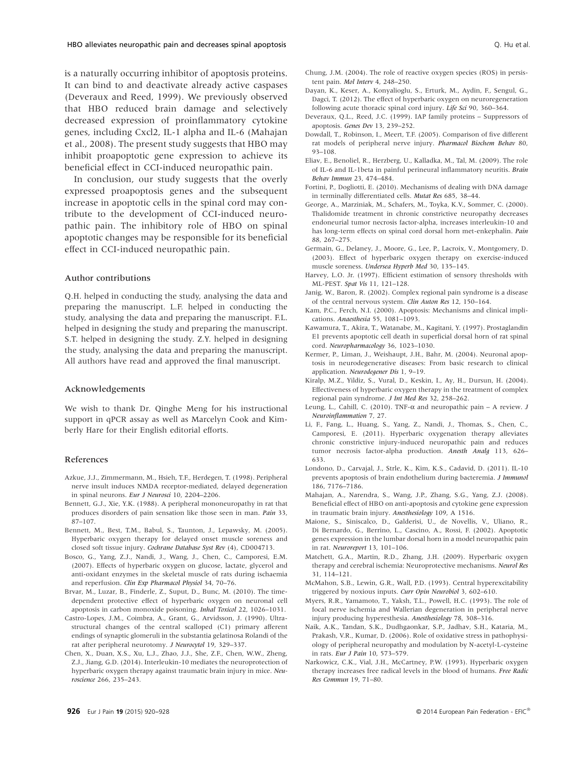is a naturally occurring inhibitor of apoptosis proteins. It can bind to and deactivate already active caspases (Deveraux and Reed, 1999). We previously observed that HBO reduced brain damage and selectively decreased expression of proinflammatory cytokine genes, including Cxcl2, IL-1 alpha and IL-6 (Mahajan et al., 2008). The present study suggests that HBO may inhibit proapoptotic gene expression to achieve its beneficial effect in CCI-induced neuropathic pain.

In conclusion, our study suggests that the overly expressed proapoptosis genes and the subsequent increase in apoptotic cells in the spinal cord may contribute to the development of CCI-induced neuropathic pain. The inhibitory role of HBO on spinal apoptotic changes may be responsible for its beneficial effect in CCI-induced neuropathic pain.

### Author contributions

Q.H. helped in conducting the study, analysing the data and preparing the manuscript. L.F. helped in conducting the study, analysing the data and preparing the manuscript. F.L. helped in designing the study and preparing the manuscript. S.T. helped in designing the study. Z.Y. helped in designing the study, analysing the data and preparing the manuscript. All authors have read and approved the final manuscript.

### Acknowledgements

We wish to thank Dr. Qinghe Meng for his instructional support in qPCR assay as well as Marcelyn Cook and Kimberly Hare for their English editorial efforts.

### References

Azkue, J.J., Zimmermann, M., Hsieh, T.F., Herdegen, T. (1998). Peripheral nerve insult induces NMDA receptor-mediated, delayed degeneration in spinal neurons. *Eur J Neurosci* 10, 2204–2206.

Bennett, G.J., Xie, Y.K. (1988). A peripheral mononeuropathy in rat that produces disorders of pain sensation like those seen in man. *Pain* 33, 87–107.

Bennett, M., Best, T.M., Babul, S., Taunton, J., Lepawsky, M. (2005). Hyperbaric oxygen therapy for delayed onset muscle soreness and closed soft tissue injury. *Cochrane Database Syst Rev* (4), CD004713.

Bosco, G., Yang, Z.J., Nandi, J., Wang, J., Chen, C., Camporesi, E.M. (2007). Effects of hyperbaric oxygen on glucose, lactate, glycerol and anti-oxidant enzymes in the skeletal muscle of rats during ischaemia and reperfusion. *Clin Exp Pharmacol Physiol* 34, 70–76.

Brvar, M., Luzar, B., Finderle, Z., Suput, D., Bunc, M. (2010). The time-dependent protective effect of hyperbaric oxygen on neuronal cell apoptosis in carbon monoxide poisoning. *Inhal Toxicol* 22, 1026–1031.

Castro-Lopes, J.M., Coimbra, A., Grant, G., Arvidsson, J. (1990). Ultrastructural changes of the central scalloped (C1) primary afferent endings of synaptic glomeruli in the substantia gelatinosa Rolandi of the rat after peripheral neurotomy. *J Neurocytol* 19, 329–337.

Chen, X., Duan, X.S., Xu, L.J., Zhao, J.J., She, Z.F., Chen, W.W., Zheng, Z.J., Jiang, G.D. (2014). Interleukin-10 mediates the neuroprotection of hyperbaric oxygen therapy against traumatic brain injury in mice. *Neuroscience* 266, 235–243.

Chung, J.M. (2004). The role of reactive oxygen species (ROS) in persistent pain. *Mol Interv* 4, 248–250.

Dayan, K., Keser, A., Konyalioglu, S., Erturk, M., Aydin, F., Sengul, G., Dagci, T. (2012). The effect of hyperbaric oxygen on neuroregeneration following acute thoracic spinal cord injury. *Life Sci* 90, 360–364.

Deveraux, Q.L., Reed, J.C. (1999). IAP family proteins – Suppressors of apoptosis. *Genes Dev* 13, 239–252.

Dowdall, T., Robinson, I., Meert, T.F. (2005). Comparison of five different rat models of peripheral nerve injury. *Pharmacol Biochem Behav* 80, 93–108.

Eliav, E., Benoliel, R., Herzberg, U., Kalladka, M., Tal, M. (2009). The role of IL-6 and IL-1beta in painful perineural inflammatory neuritis. *Brain Behav Immun* 23, 474–484.

Fortini, P., Dogliotti, E. (2010). Mechanisms of dealing with DNA damage in terminally differentiated cells. *Mutat Res* 685, 38–44.

George, A., Marziniak, M., Schafers, M., Toyka, K.V., Sommer, C. (2000). Thalidomide treatment in chronic constrictive neuropathy decreases endoneurial tumor necrosis factor-alpha, increases interleukin-10 and has long-term effects on spinal cord dorsal horn met-enkephalin. *Pain* 88, 267–275.

Germain, G., Delaney, J., Moore, G., Lee, P., Lacroix, V., Montgomery, D. (2003). Effect of hyperbaric oxygen therapy on exercise-induced muscle soreness. *Undersea Hyperb Med* 30, 135–145.

Harvey, L.O. Jr. (1997). Efficient estimation of sensory thresholds with ML-PEST. *Spat Vis* 11, 121–128.

Janig, W., Baron, R. (2002). Complex regional pain syndrome is a disease of the central nervous system. *Clin Auton Res* 12, 150–164.

Kam, P.C., Ferch, N.I. (2000). Apoptosis: Mechanisms and clinical implications. *Anaesthesia* 55, 1081–1093.

Kawamura, T., Akira, T., Watanabe, M., Kagitani, Y. (1997). Prostaglandin E1 prevents apoptotic cell death in superficial dorsal horn of rat spinal cord. *Neuropharmacology* 36, 1023–1030.

Kermer, P., Liman, J., Weishaupt, J.H., Bahr, M. (2004). Neuronal apoptosis in neurodegenerative diseases: From basic research to clinical application. *Neurodegener Dis* 1, 9–19.

Kiralp, M.Z., Yildiz, S., Vural, D., Keskin, I., Ay, H., Dursun, H. (2004). Effectiveness of hyperbaric oxygen therapy in the treatment of complex regional pain syndrome. *J Int Med Res* 32, 258–262.

Leung, L., Cahill, C. (2010). TNF-α and neuropathic pain – A review. *J Neuroinflammation* 7, 27.

Li, F., Fang, L., Huang, S., Yang, Z., Nandi, J., Thomas, S., Chen, C., Camporesi, E. (2011). Hyperbaric oxygenation therapy alleviates chronic constrictive injury-induced neuropathic pain and reduces tumor necrosis factor-alpha production. *Anesth Analg* 113, 626–633.

Londono, D., Carvajal, J., Strle, K., Kim, K.S., Cadavid, D. (2011). IL-10 prevents apoptosis of brain endothelium during bacteremia. *J Immunol* 186, 7176–7186.

Mahajan, A., Narendra, S., Wang, J.P., Zhang, S.G., Yang, Z.J. (2008). Beneficial effect of HBO on anti-apoptosis and cytokine gene expression in traumatic brain injury. *Anesthesiology* 109, A 1516.

Maione, S., Siniscalco, D., Galderisi, U., de Novellis, V., Uliano, R., Di Bernardo, G., Berrino, L., Cascino, A., Rossi, F. (2002). Apoptotic genes expression in the lumbar dorsal horn in a model neuropathic pain in rat. *Neuroreport* 13, 101–106.

Matchett, G.A., Martin, R.D., Zhang, J.H. (2009). Hyperbaric oxygen therapy and cerebral ischemia: Neuroprotective mechanisms. *Neurol Res* 31, 114–121.

McMahon, S.B., Lewin, G.R., Wall, P.D. (1993). Central hyperexcitability triggered by noxious inputs. *Curr Opin Neurobiol* 3, 602–610.

Myers, R.R., Yamamoto, T., Yaksh, T.L., Powell, H.C. (1993). The role of focal nerve ischemia and Wallerian degeneration in peripheral nerve injury producing hyperesthesia. *Anesthesiology* 78, 308–316.

Naik, A.K., Tandan, S.K., Dudhgaonkar, S.P., Jadhav, S.H., Kataria, M., Prakash, V.R., Kumar, D. (2006). Role of oxidative stress in pathophysiology of peripheral neuropathy and modulation by N-acetyl-L-cysteine in rats. *Eur J Pain* 10, 573–579.

Narkowicz, C.K., Vial, J.H., McCartney, P.W. (1993). Hyperbaric oxygen therapy increases free radical levels in the blood of humans. *Free Radic Res Commun* 19, 71–80.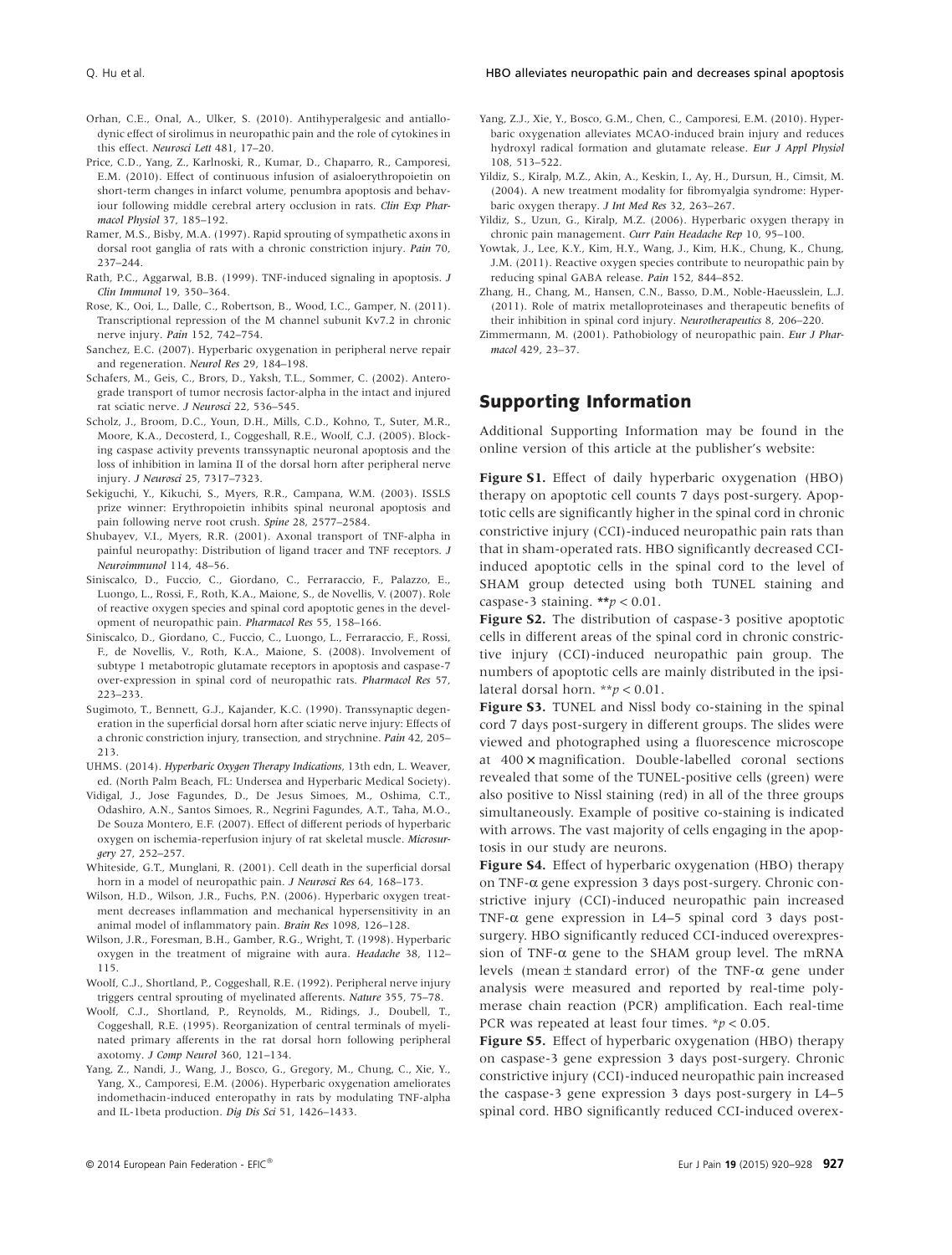Orhan, C.E., Onal, A., Ulker, S. (2010). Antihyperalgesic and antiallodynic effect of sirolimus in neuropathic pain and the role of cytokines in this effect. *Neurosci Lett* 481, 17–20.

Price, C.D., Yang, Z., Karlnoski, R., Kumar, D., Chaparro, R., Camporesi, E.M. (2010). Effect of continuous infusion of asialoerythropoietin on short-term changes in infarct volume, penumbra apoptosis and behaviour following middle cerebral artery occlusion in rats. *Clin Exp Pharmacol Physiol* 37, 185–192.

Ramer, M.S., Bisby, M.A. (1997). Rapid sprouting of sympathetic axons in dorsal root ganglia of rats with a chronic constriction injury. *Pain* 70, 237–244.

Rath, P.C., Aggarwal, B.B. (1999). TNF-induced signaling in apoptosis. *J Clin Immunol* 19, 350–364.

Rose, K., Ooi, L., Dalle, C., Robertson, B., Wood, I.C., Gamper, N. (2011). Transcriptional repression of the M channel subunit Kv7.2 in chronic nerve injury. *Pain* 152, 742–754.

Sanchez, E.C. (2007). Hyperbaric oxygenation in peripheral nerve repair and regeneration. *Neurol Res* 29, 184–198.

Schafers, M., Geis, C., Brors, D., Yaksh, T.L., Sommer, C. (2002). Anterograde transport of tumor necrosis factor-alpha in the intact and injured rat sciatic nerve. *J Neurosci* 22, 536–545.

Scholz, J., Broom, D.C., Youn, D.H., Mills, C.D., Kohno, T., Suter, M.R., Moore, K.A., Decosterd, I., Coggeshall, R.E., Woolf, C.J. (2005). Blocking caspase activity prevents transsynaptic neuronal apoptosis and the loss of inhibition in lamina II of the dorsal horn after peripheral nerve injury. *J Neurosci* 25, 7317–7323.

Sekiguchi, Y., Kikuchi, S., Myers, R.R., Campana, W.M. (2003). ISSLS prize winner: Erythropoietin inhibits spinal neuronal apoptosis and pain following nerve root crush. *Spine* 28, 2577–2584.

Shubayev, V.I., Myers, R.R. (2001). Axonal transport of TNF-alpha in painful neuropathy: Distribution of ligand tracer and TNF receptors. *J Neuroimmunol* 114, 48–56.

Siniscalco, D., Fuccio, C., Giordano, C., Ferraraccio, F., Palazzo, E., Luongo, L., Rossi, F., Roth, K.A., Maione, S., de Novellis, V. (2007). Role of reactive oxygen species and spinal cord apoptotic genes in the development of neuropathic pain. *Pharmacol Res* 55, 158–166.

Siniscalco, D., Giordano, C., Fuccio, C., Luongo, L., Ferraraccio, F., Rossi, F., de Novellis, V., Roth, K.A., Maione, S. (2008). Involvement of subtype 1 metabotropic glutamate receptors in apoptosis and caspase-7 over-expression in spinal cord of neuropathic rats. *Pharmacol Res* 57, 223–233.

Sugimoto, T., Bennett, G.J., Kajander, K.C. (1990). Transsynaptic degeneration in the superficial dorsal horn after sciatic nerve injury: Effects of a chronic constriction injury, transection, and strychnine. *Pain* 42, 205–213.

UHMS. (2014). *Hyperbaric Oxygen Therapy Indications*, 13th edn, L. Weaver, ed. (North Palm Beach, FL: Undersea and Hyperbaric Medical Society).

Vidigal, J., Jose Fagundes, D., De Jesus Simoes, M., Oshima, C.T., Odashiro, A.N., Santos Simoes, R., Negrini Fagundes, A.T., Taha, M.O., De Souza Montero, E.F. (2007). Effect of different periods of hyperbaric oxygen on ischemia-reperfusion injury of rat skeletal muscle. *Microsurgery* 27, 252–257.

Whiteside, G.T., Munglani, R. (2001). Cell death in the superficial dorsal horn in a model of neuropathic pain. *J Neurosci Res* 64, 168–173.

Wilson, H.D., Wilson, J.R., Fuchs, P.N. (2006). Hyperbaric oxygen treatment decreases inflammation and mechanical hypersensitivity in an animal model of inflammatory pain. *Brain Res* 1098, 126–128.

Wilson, J.R., Foresman, B.H., Gamber, R.G., Wright, T. (1998). Hyperbaric oxygen in the treatment of migraine with aura. *Headache* 38, 112–115.

Woolf, C.J., Shortland, P., Coggeshall, R.E. (1992). Peripheral nerve injury triggers central sprouting of myelinated afferents. *Nature* 355, 75–78.

Woolf, C.J., Shortland, P., Reynolds, M., Ridings, J., Doubell, T., Coggeshall, R.E. (1995). Reorganization of central terminals of myelinated primary afferents in the rat dorsal horn following peripheral axotomy. *J Comp Neurol* 360, 121–134.

Yang, Z., Nandi, J., Wang, J., Bosco, G., Gregory, M., Chung, C., Xie, Y., Yang, X., Camporesi, E.M. (2006). Hyperbaric oxygenation ameliorates indomethacin-induced enteropathy in rats by modulating TNF-alpha and IL-1beta production. *Dig Dis Sci* 51, 1426–1433.

Yang, Z.J., Xie, Y., Bosco, G.M., Chen, C., Camporesi, E.M. (2010). Hyperbaric oxygenation alleviates MCAO-induced brain injury and reduces hydroxyl radical formation and glutamate release. *Eur J Appl Physiol* 108, 513–522.

Yildiz, S., Kiralp, M.Z., Akin, A., Keskin, I., Ay, H., Dursun, H., Cimsit, M. (2004). A new treatment modality for fibromyalgia syndrome: Hyperbaric oxygen therapy. *J Int Med Res* 32, 263–267.

Yildiz, S., Uzun, G., Kiralp, M.Z. (2006). Hyperbaric oxygen therapy in chronic pain management. *Curr Pain Headache Rep* 10, 95–100.

Yowtak, J., Lee, K.Y., Kim, H.Y., Wang, J., Kim, H.K., Chung, K., Chung, J.M. (2011). Reactive oxygen species contribute to neuropathic pain by reducing spinal GABA release. *Pain* 152, 844–852.

Zhang, H., Chang, M., Hansen, C.N., Basso, D.M., Noble-Haeusslein, L.J. (2011). Role of matrix metalloproteinases and therapeutic benefits of their inhibition in spinal cord injury. *Neurotherapeutics* 8, 206–220.

Zimmermann, M. (2001). Pathobiology of neuropathic pain. *Eur J Pharmacol* 429, 23–37.

## Supporting Information

Additional Supporting Information may be found in the online version of this article at the publisher's website:

**Figure S1.** Effect of daily hyperbaric oxygenation (HBO) therapy on apoptotic cell counts 7 days post-surgery. Apoptotic cells are significantly higher in the spinal cord in chronic constrictive injury (CCI)-induced neuropathic pain rats than that in sham-operated rats. HBO significantly decreased CCI-induced apoptotic cells in the spinal cord to the level of SHAM group detected using both TUNEL staining and caspase-3 staining. $^{**}p < 0.01$.

**Figure S2.** The distribution of caspase-3 positive apoptotic cells in different areas of the spinal cord in chronic constrictive injury (CCI)-induced neuropathic pain group. The numbers of apoptotic cells are mainly distributed in the ipsilateral dorsal horn. $^{**}p < 0.01$.

**Figure S3.** TUNEL and Nissl body co-staining in the spinal cord 7 days post-surgery in different groups. The slides were viewed and photographed using a fluorescence microscope at 400 × magnification. Double-labelled coronal sections revealed that some of the TUNEL-positive cells (green) were also positive to Nissl staining (red) in all of the three groups simultaneously. Example of positive co-staining is indicated with arrows. The vast majority of cells engaging in the apoptosis in our study are neurons.

**Figure S4.** Effect of hyperbaric oxygenation (HBO) therapy on TNF-α gene expression 3 days post-surgery. Chronic constrictive injury (CCI)-induced neuropathic pain increased TNF-α gene expression in L4–5 spinal cord 3 days post-surgery. HBO significantly reduced CCI-induced overexpression of TNF-α gene to the SHAM group level. The mRNA levels (mean ± standard error) of the TNF-α gene under analysis were measured and reported by real-time polymerase chain reaction (PCR) amplification. Each real-time PCR was repeated at least four times. $^{*}p < 0.05$.

**Figure S5.** Effect of hyperbaric oxygenation (HBO) therapy on caspase-3 gene expression 3 days post-surgery. Chronic constrictive injury (CCI)-induced neuropathic pain increased the caspase-3 gene expression 3 days post-surgery in L4–5 spinal cord. HBO significantly reduced CCI-induced overex-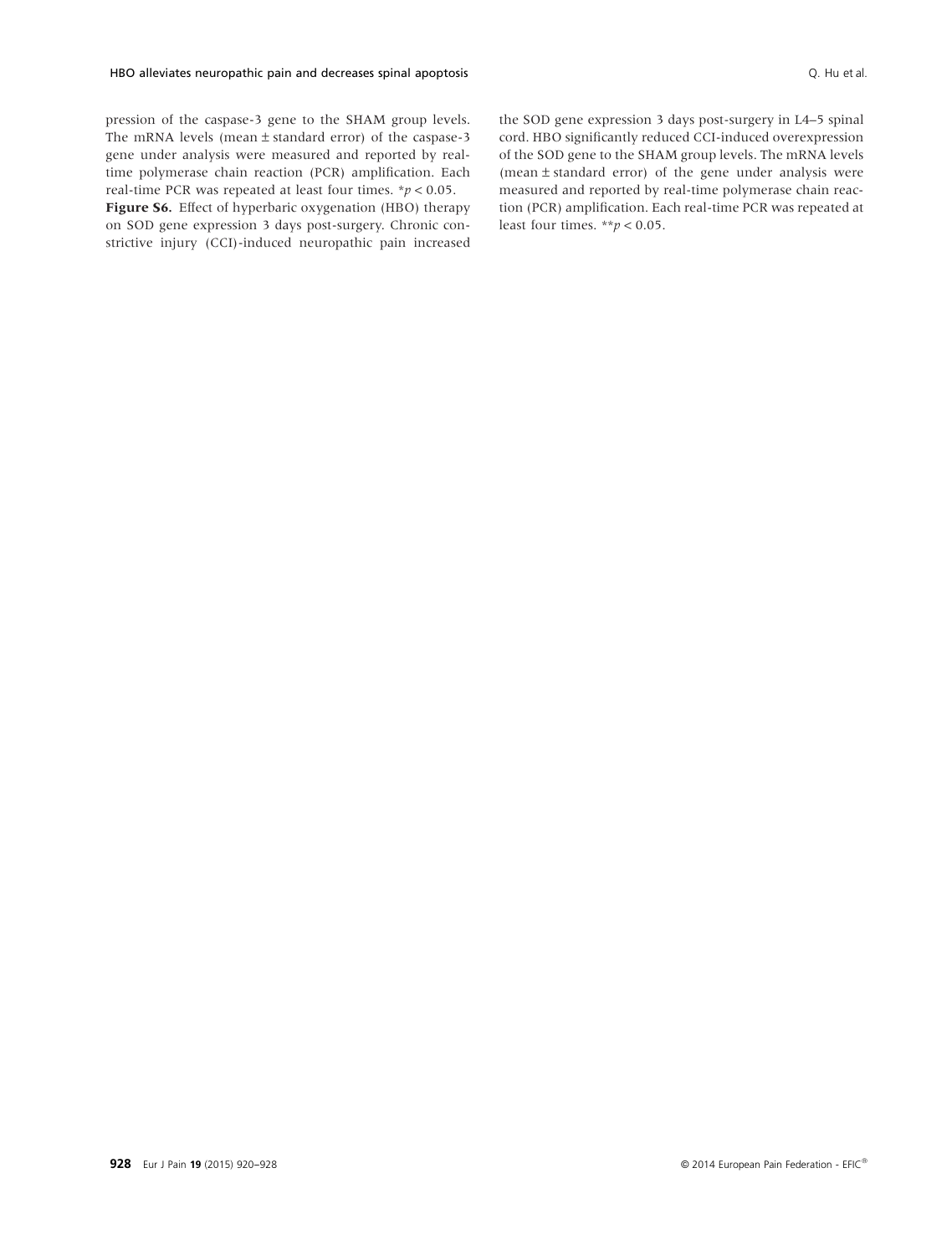pression of the caspase-3 gene to the SHAM group levels. The mRNA levels (mean ± standard error) of the caspase-3 gene under analysis were measured and reported by real-time polymerase chain reaction (PCR) amplification. Each real-time PCR was repeated at least four times. $*p < 0.05$.

**Figure S6.** Effect of hyperbaric oxygenation (HBO) therapy on SOD gene expression 3 days post-surgery. Chronic constrictive injury (CCI)-induced neuropathic pain increased the SOD gene expression 3 days post-surgery in L4–5 spinal cord. HBO significantly reduced CCI-induced overexpression of the SOD gene to the SHAM group levels. The mRNA levels (mean ± standard error) of the gene under analysis were measured and reported by real-time polymerase chain reaction (PCR) amplification. Each real-time PCR was repeated at least four times. $**p < 0.05$.